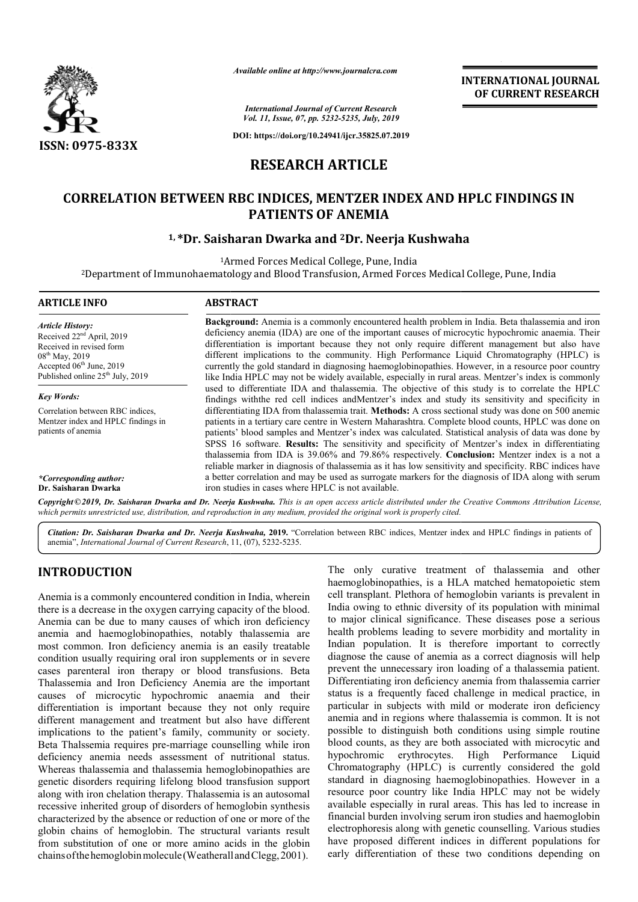ISSN: 0975-833X

*Available online at http://www.journalcra.com*

*International Journal of Current Research*
*Vol. 11, Issue, 07, pp. 5232-5235, July, 2019*

**DOI: https://doi.org/10.24941/ijcr.35825.07.2019**

**INTERNATIONAL JOURNAL OF CURRENT RESEARCH**

# RESEARCH ARTICLE

# CORRELATION BETWEEN RBC INDICES, MENTZER INDEX AND HPLC FINDINGS IN PATIENTS OF ANEMIA

**[1,]*Dr. Saisharan Dwarka and [2]Dr. Neerja Kushwaha**

[1]Armed Forces Medical College, Pune, India
[2]Department of Immunohaematology and Blood Transfusion, Armed Forces Medical College, Pune, India

**ARTICLE INFO**

*Article History:*
Received 22[nd] April, 2019
Received in revised form
08[th] May, 2019
Accepted 06[th] June, 2019
Published online 25[th] July, 2019

*Key Words:*
Correlation between RBC indices, Mentzer index and HPLC findings in patients of anemia

***Corresponding author:***
**Dr. Saisharan Dwarka**

**ABSTRACT**

**Background:** Anemia is a commonly encountered health problem in India. Beta thalassemia and iron deficiency anemia (IDA) are one of the important causes of microcytic hypochromic anaemia. Their differentiation is important because they not only require different management but also have different implications to the community. High Performance Liquid Chromatography (HPLC) is currently the gold standard in diagnosing haemoglobinopathies. However, in a resource poor country like India HPLC may not be widely available, especially in rural areas. Mentzer's index is commonly used to differentiate IDA and thalassemia. The objective of this study is to correlate the HPLC findings withthe red cell indices andMentzer's index and study its sensitivity and specificity in differentiating IDA from thalassemia trait. **Methods:** A cross sectional study was done on 500 anemic patients in a tertiary care centre in Western Maharashtra. Complete blood counts, HPLC was done on patients' blood samples and Mentzer's index was calculated. Statistical analysis of data was done by SPSS 16 software. **Results:** The sensitivity and specificity of Mentzer's index in differentiating thalassemia from IDA is 39.06% and 79.86% respectively. **Conclusion:** Mentzer index is a not a reliable marker in diagnosis of thalassemia as it has low sensitivity and specificity. RBC indices have a better correlation and may be used as surrogate markers for the diagnosis of IDA along with serum iron studies in cases where HPLC is not available.

*Copyright©2019, Dr. Saisharan Dwarka and Dr. Neerja Kushwaha. This is an open access article distributed under the Creative Commons Attribution License, which permits unrestricted use, distribution, and reproduction in any medium, provided the original work is properly cited.*

***Citation:** Dr. Saisharan Dwarka and Dr. Neerja Kushwaha,* **2019.** "Correlation between RBC indices, Mentzer index and HPLC findings in patients of anemia", *International Journal of Current Research*, 11, (07), 5232-5235.

## INTRODUCTION

Anemia is a commonly encountered condition in India, wherein there is a decrease in the oxygen carrying capacity of the blood. Anemia can be due to many causes of which iron deficiency anemia and haemoglobinopathies, notably thalassemia are most common. Iron deficiency anemia is an easily treatable condition usually requiring oral iron supplements or in severe cases parenteral iron therapy or blood transfusions. Beta Thalassemia and Iron Deficiency Anemia are the important causes of microcytic hypochromic anaemia and their differentiation is important because they not only require different management and treatment but also have different implications to the patient's family, community or society. Beta Thalssemia requires pre-marriage counselling while iron deficiency anemia needs assessment of nutritional status. Whereas thalassemia and thalassemia hemoglobinopathies are genetic disorders requiring lifelong blood transfusion support along with iron chelation therapy. Thalassemia is an autosomal recessive inherited group of disorders of hemoglobin synthesis characterized by the absence or reduction of one or more of the globin chains of hemoglobin. The structural variants result from substitution of one or more amino acids in the globin chains of the hemoglobin molecule (Weatherall and Clegg, 2001).

The only curative treatment of thalassemia and other haemoglobinopathies, is a HLA matched hematopoietic stem cell transplant. Plethora of hemoglobin variants is prevalent in India owing to ethnic diversity of its population with minimal to major clinical significance. These diseases pose a serious health problems leading to severe morbidity and mortality in Indian population. It is therefore important to correctly diagnose the cause of anemia as a correct diagnosis will help prevent the unnecessary iron loading of a thalassemia patient. Differentiating iron deficiency anemia from thalassemia carrier status is a frequently faced challenge in medical practice, in particular in subjects with mild or moderate iron deficiency anemia and in regions where thalassemia is common. It is not possible to distinguish both conditions using simple routine blood counts, as they are both associated with microcytic and hypochromic erythrocytes. High Performance Liquid Chromatography (HPLC) is currently considered the gold standard in diagnosing haemoglobinopathies. However in a resource poor country like India HPLC may not be widely available especially in rural areas. This has led to increase in financial burden involving serum iron studies and haemoglobin electrophoresis along with genetic counselling. Various studies have proposed different indices in different populations for early differentiation of these two conditions depending on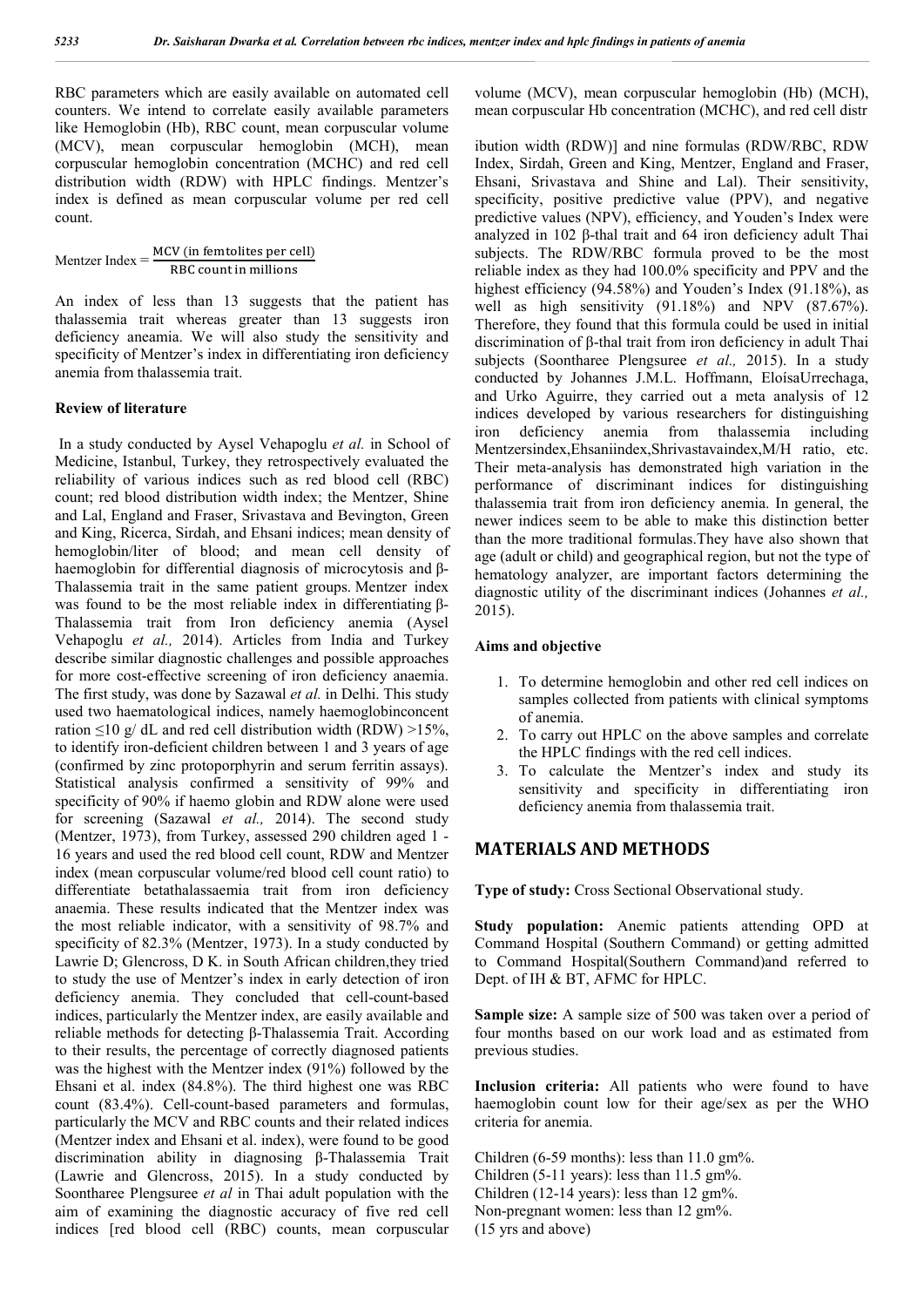RBC parameters which are easily available on automated cell counters. We intend to correlate easily available parameters like Hemoglobin (Hb), RBC count, mean corpuscular volume (MCV), mean corpuscular hemoglobin (MCH), mean corpuscular hemoglobin concentration (MCHC) and red cell distribution width (RDW) with HPLC findings. Mentzer's index is defined as mean corpuscular volume per red cell count.

$$\text{Mentzer Index} = \frac{\text{MCV (in femtolites per cell)}}{\text{RBC count in millions}}$$

An index of less than 13 suggests that the patient has thalassemia trait whereas greater than 13 suggests iron deficiency aneamia. We will also study the sensitivity and specificity of Mentzer's index in differentiating iron deficiency anemia from thalassemia trait.

### Review of literature

In a study conducted by Aysel Vehapoglu *et al.* in School of Medicine, Istanbul, Turkey, they retrospectively evaluated the reliability of various indices such as red blood cell (RBC) count; red blood distribution width index; the Mentzer, Shine and Lal, England and Fraser, Srivastava and Bevington, Green and King, Ricerca, Sirdah, and Ehsani indices; mean density of hemoglobin/liter of blood; and mean cell density of haemoglobin for differential diagnosis of microcytosis and β-Thalassemia trait in the same patient groups. Mentzer index was found to be the most reliable index in differentiating β-Thalassemia trait from Iron deficiency anemia (Aysel Vehapoglu *et al.,* 2014). Articles from India and Turkey describe similar diagnostic challenges and possible approaches for more cost-effective screening of iron deficiency anaemia. The first study, was done by Sazawal *et al.* in Delhi. This study used two haematological indices, namely haemoglobinconcent ration ≤10 g/ dL and red cell distribution width (RDW) >15%, to identify iron-deficient children between 1 and 3 years of age (confirmed by zinc protoporphyrin and serum ferritin assays). Statistical analysis confirmed a sensitivity of 99% and specificity of 90% if haemo globin and RDW alone were used for screening (Sazawal *et al.,* 2014). The second study (Mentzer, 1973), from Turkey, assessed 290 children aged 1 - 16 years and used the red blood cell count, RDW and Mentzer index (mean corpuscular volume/red blood cell count ratio) to differentiate betathalassaemia trait from iron deficiency anaemia. These results indicated that the Mentzer index was the most reliable indicator, with a sensitivity of 98.7% and specificity of 82.3% (Mentzer, 1973). In a study conducted by Lawrie D; Glencross, D K. in South African children,they tried to study the use of Mentzer's index in early detection of iron deficiency anemia. They concluded that cell-count-based indices, particularly the Mentzer index, are easily available and reliable methods for detecting β-Thalassemia Trait. According to their results, the percentage of correctly diagnosed patients was the highest with the Mentzer index (91%) followed by the Ehsani et al. index (84.8%). The third highest one was RBC count (83.4%). Cell-count-based parameters and formulas, particularly the MCV and RBC counts and their related indices (Mentzer index and Ehsani et al. index), were found to be good discrimination ability in diagnosing β-Thalassemia Trait (Lawrie and Glencross, 2015). In a study conducted by Soontharee Plengsuree *et al* in Thai adult population with the aim of examining the diagnostic accuracy of five red cell indices [red blood cell (RBC) counts, mean corpuscular volume (MCV), mean corpuscular hemoglobin (Hb) (MCH), mean corpuscular Hb concentration (MCHC), and red cell distribution width (RDW)] and nine formulas (RDW/RBC, RDW Index, Sirdah, Green and King, Mentzer, England and Fraser, Ehsani, Srivastava and Shine and Lal). Their sensitivity, specificity, positive predictive value (PPV), and negative predictive values (NPV), efficiency, and Youden's Index were analyzed in 102 β-thal trait and 64 iron deficiency adult Thai subjects. The RDW/RBC formula proved to be the most reliable index as they had 100.0% specificity and PPV and the highest efficiency (94.58%) and Youden's Index (91.18%), as well as high sensitivity (91.18%) and NPV (87.67%). Therefore, they found that this formula could be used in initial discrimination of β-thal trait from iron deficiency in adult Thai subjects (Soontharee Plengsuree *et al.,* 2015). In a study conducted by Johannes J.M.L. Hoffmann, EloísaUrrechaga, and Urko Aguirre, they carried out a meta analysis of 12 indices developed by various researchers for distinguishing iron deficiency anemia from thalassemia including Mentzersindex,Ehsaniindex,Shrivastavaindex,M/H ratio, etc. Their meta-analysis has demonstrated high variation in the performance of discriminant indices for distinguishing thalassemia trait from iron deficiency anemia. In general, the newer indices seem to be able to make this distinction better than the more traditional formulas.They have also shown that age (adult or child) and geographical region, but not the type of hematology analyzer, are important factors determining the diagnostic utility of the discriminant indices (Johannes *et al.,* 2015).

### Aims and objective

1. To determine hemoglobin and other red cell indices on samples collected from patients with clinical symptoms of anemia.
2. To carry out HPLC on the above samples and correlate the HPLC findings with the red cell indices.
3. To calculate the Mentzer's index and study its sensitivity and specificity in differentiating iron deficiency anemia from thalassemia trait.

## MATERIALS AND METHODS

**Type of study:** Cross Sectional Observational study.

**Study population:** Anemic patients attending OPD at Command Hospital (Southern Command) or getting admitted to Command Hospital(Southern Command)and referred to Dept. of IH & BT, AFMC for HPLC.

**Sample size:** A sample size of 500 was taken over a period of four months based on our work load and as estimated from previous studies.

**Inclusion criteria:** All patients who were found to have haemoglobin count low for their age/sex as per the WHO criteria for anemia.

Children (6-59 months): less than 11.0 gm%.  
Children (5-11 years): less than 11.5 gm%.  
Children (12-14 years): less than 12 gm%.  
Non-pregnant women: less than 12 gm%.  
(15 yrs and above)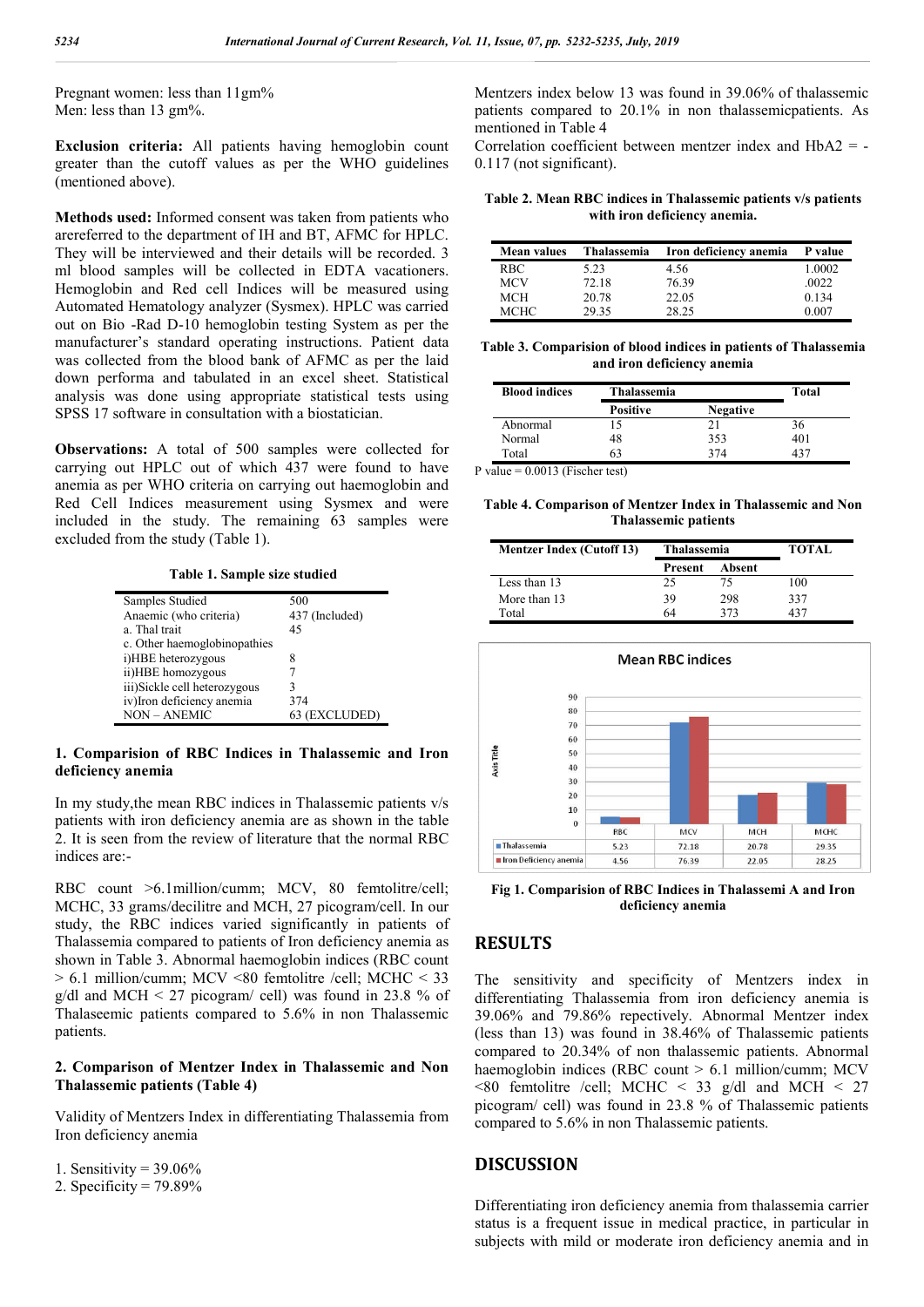Pregnant women: less than 11gm%
Men: less than 13 gm%.

**Exclusion criteria:** All patients having hemoglobin count greater than the cutoff values as per the WHO guidelines (mentioned above).

**Methods used:** Informed consent was taken from patients who arereferred to the department of IH and BT, AFMC for HPLC. They will be interviewed and their details will be recorded. 3 ml blood samples will be collected in EDTA vacationers. Hemoglobin and Red cell Indices will be measured using Automated Hematology analyzer (Sysmex). HPLC was carried out on Bio -Rad D-10 hemoglobin testing System as per the manufacturer's standard operating instructions. Patient data was collected from the blood bank of AFMC as per the laid down performa and tabulated in an excel sheet. Statistical analysis was done using appropriate statistical tests using SPSS 17 software in consultation with a biostatician.

**Observations:** A total of 500 samples were collected for carrying out HPLC out of which 437 were found to have anemia as per WHO criteria on carrying out haemoglobin and Red Cell Indices measurement using Sysmex and were included in the study. The remaining 63 samples were excluded from the study (Table 1).

**Table 1. Sample size studied**

| | |
|---|---|
| Samples Studied | 500 |
| Anaemic (who criteria) | 437 (Included) |
| a. Thal trait | 45 |
| c. Other haemoglobinopathies | |
| i)HBE heterozygous | 8 |
| ii)HBE homozygous | 7 |
| iii)Sickle cell heterozygous | 3 |
| iv)Iron deficiency anemia | 374 |
| NON – ANEMIC | 63 (EXCLUDED) |

### 1. Comparision of RBC Indices in Thalassemic and Iron deficiency anemia

In my study,the mean RBC indices in Thalassemic patients v/s patients with iron deficiency anemia are as shown in the table 2. It is seen from the review of literature that the normal RBC indices are:-

RBC count >6.1million/cumm; MCV, 80 femtolitre/cell; MCHC, 33 grams/decilitre and MCH, 27 picogram/cell. In our study, the RBC indices varied significantly in patients of Thalassemia compared to patients of Iron deficiency anemia as shown in Table 3. Abnormal haemoglobin indices (RBC count > 6.1 million/cumm; MCV <80 femtolitre /cell; MCHC < 33 g/dl and MCH < 27 picogram/ cell) was found in 23.8 % of Thalaseemic patients compared to 5.6% in non Thalassemic patients.

### 2. Comparison of Mentzer Index in Thalassemic and Non Thalassemic patients (Table 4)

Validity of Mentzers Index in differentiating Thalassemia from Iron deficiency anemia

1. Sensitivity = 39.06%
2. Specificity = 79.89%

Mentzers index below 13 was found in 39.06% of thalassemic patients compared to 20.1% in non thalassemicpatients. As mentioned in Table 4

Correlation coefficient between mentzer index and HbA2 = -0.117 (not significant).

**Table 2. Mean RBC indices in Thalassemic patients v/s patients with iron deficiency anemia.**

| Mean values | Thalassemia | Iron deficiency anemia | P value |
|---|---|---|---|
| RBC | 5.23 | 4.56 | 1.0002 |
| MCV | 72.18 | 76.39 | .0022 |
| MCH | 20.78 | 22.05 | 0.134 |
| MCHC | 29.35 | 28.25 | 0.007 |

**Table 3. Comparision of blood indices in patients of Thalassemia and iron deficiency anemia**

| Blood indices | Thalassemia | | Total |
|---|---|---|---|
| | Positive | Negative | |
| Abnormal | 15 | 21 | 36 |
| Normal | 48 | 353 | 401 |
| Total | 63 | 374 | 437 |

P value = 0.0013 (Fischer test)

**Table 4. Comparison of Mentzer Index in Thalassemic and Non Thalassemic patients**

| Mentzer Index (Cutoff 13) | Thalassemia | | TOTAL |
|---|---|---|---|
| | Present | Absent | |
| Less than 13 | 25 | 75 | 100 |
| More than 13 | 39 | 298 | 337 |
| Total | 64 | 373 | 437 |

**Fig 1. Comparision of RBC Indices in Thalassemi A and Iron deficiency anemia**

## RESULTS

The sensitivity and specificity of Mentzers index in differentiating Thalassemia from iron deficiency anemia is 39.06% and 79.86% repectively. Abnormal Mentzer index (less than 13) was found in 38.46% of Thalassemic patients compared to 20.34% of non thalassemic patients. Abnormal haemoglobin indices (RBC count > 6.1 million/cumm; MCV <80 femtolitre /cell; MCHC < 33 g/dl and MCH < 27 picogram/ cell) was found in 23.8 % of Thalassemic patients compared to 5.6% in non Thalassemic patients.

## DISCUSSION

Differentiating iron deficiency anemia from thalassemia carrier status is a frequent issue in medical practice, in particular in subjects with mild or moderate iron deficiency anemia and in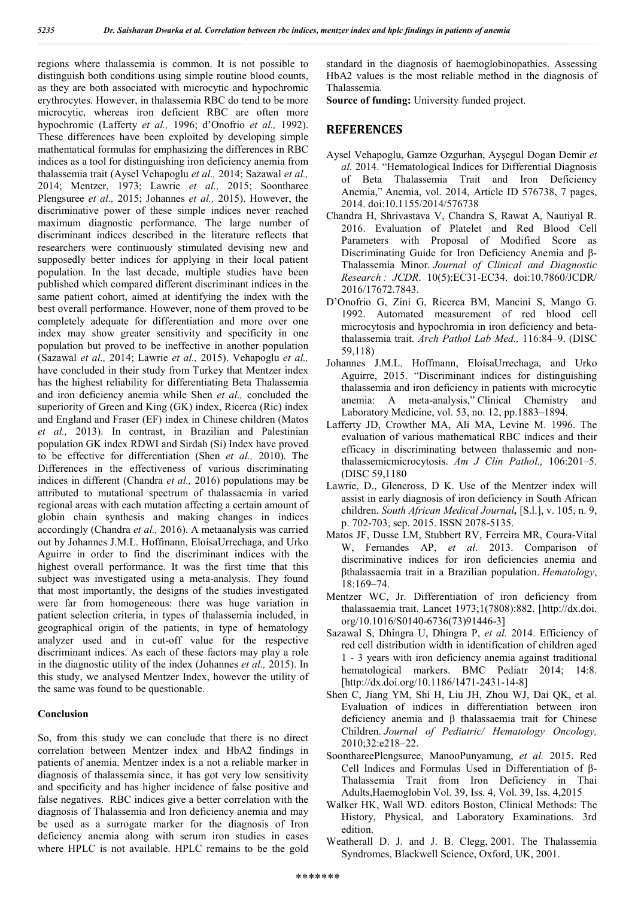regions where thalassemia is common. It is not possible to distinguish both conditions using simple routine blood counts, as they are both associated with microcytic and hypochromic erythrocytes. However, in thalassemia RBC do tend to be more microcytic, whereas iron deficient RBC are often more hypochromic (Lafferty *et al.,* 1996; d'Onofrio *et al.,* 1992). These differences have been exploited by developing simple mathematical formulas for emphasizing the differences in RBC indices as a tool for distinguishing iron deficiency anemia from thalassemia trait (Aysel Vehapoglu *et al.,* 2014; Sazawal *et al.,* 2014; Mentzer, 1973; Lawrie *et al.,* 2015; Soontharee Plengsuree *et al.,* 2015; Johannes *et al.,* 2015). However, the discriminative power of these simple indices never reached maximum diagnostic performance. The large number of discriminant indices described in the literature reflects that researchers were continuously stimulated devising new and supposedly better indices for applying in their local patient population. In the last decade, multiple studies have been published which compared different discriminant indices in the same patient cohort, aimed at identifying the index with the best overall performance. However, none of them proved to be completely adequate for differentiation and more over one index may show greater sensitivity and specificity in one population but proved to be ineffective in another population (Sazawal *et al.,* 2014; Lawrie *et al.,* 2015). Vehapoglu *et al.,* have concluded in their study from Turkey that Mentzer index has the highest reliability for differentiating Beta Thalassemia and iron deficiency anemia while Shen *et al.,* concluded the superiority of Green and King (GK) index, Ricerca (Ric) index and England and Fraser (EF) index in Chinese children (Matos *et al.,* 2013). In contrast, in Brazilian and Palestinian population GK index RDWI and Sirdah (Si) Index have proved to be effective for differentiation (Shen *et al.,* 2010). The Differences in the effectiveness of various discriminating indices in different (Chandra *et al.,* 2016) populations may be attributed to mutational spectrum of thalassaemia in varied regional areas with each mutation affecting a certain amount of globin chain synthesis and making changes in indices accordingly (Chandra *et al.,* 2016). A metaanalysis was carried out by Johannes J.M.L. Hoffmann, EloísaUrrechaga, and Urko Aguirre in order to find the discriminant indices with the highest overall performance. It was the first time that this subject was investigated using a meta-analysis. They found that most importantly, the designs of the studies investigated were far from homogeneous: there was huge variation in patient selection criteria, in types of thalassemia included, in geographical origin of the patients, in type of hematology analyzer used and in cut-off value for the respective discriminant indices. As each of these factors may play a role in the diagnostic utility of the index (Johannes *et al.,* 2015). In this study, we analysed Mentzer Index, however the utility of the same was found to be questionable.

### Conclusion

So, from this study we can conclude that there is no direct correlation between Mentzer index and HbA2 findings in patients of anemia. Mentzer index is a not a reliable marker in diagnosis of thalassemia since, it has got very low sensitivity and specificity and has higher incidence of false positive and false negatives. RBC indices give a better correlation with the diagnosis of Thalassemia and Iron deficiency anemia and may be used as a surrogate marker for the diagnosis of Iron deficiency anemia along with serum iron studies in cases where HPLC is not available. HPLC remains to be the gold standard in the diagnosis of haemoglobinopathies. Assessing HbA2 values is the most reliable method in the diagnosis of Thalassemia.

**Source of funding:** University funded project.

## REFERENCES

- Aysel Vehapoglu, Gamze Ozgurhan, Ayşegul Dogan Demir *et al.* 2014. "Hematological Indices for Differential Diagnosis of Beta Thalassemia Trait and Iron Deficiency Anemia," Anemia, vol. 2014, Article ID 576738, 7 pages, 2014. doi:10.1155/2014/576738
- Chandra H, Shrivastava V, Chandra S, Rawat A, Nautiyal R. 2016. Evaluation of Platelet and Red Blood Cell Parameters with Proposal of Modified Score as Discriminating Guide for Iron Deficiency Anemia and β-Thalassemia Minor. *Journal of Clinical and Diagnostic Research : JCDR*. 10(5):EC31-EC34. doi:10.7860/JCDR/2016/17672.7843.
- D'Onofrio G, Zini G, Ricerca BM, Mancini S, Mango G. 1992. Automated measurement of red blood cell microcytosis and hypochromia in iron deficiency and beta-thalassemia trait. *Arch Pathol Lab Med.,* 116:84–9. (DISC 59,118)
- Johannes J.M.L. Hoffmann, EloísaUrrechaga, and Urko Aguirre, 2015. "Discriminant indices for distinguishing thalassemia and iron deficiency in patients with microcytic anemia: A meta-analysis," Clinical Chemistry and Laboratory Medicine, vol. 53, no. 12, pp.1883–1894.
- Lafferty JD, Crowther MA, Ali MA, Levine M. 1996. The evaluation of various mathematical RBC indices and their efficacy in discriminating between thalassemic and non-thalassemicmicrocytosis. *Am J Clin Pathol.,* 106:201–5. (DISC 59,1180
- Lawrie, D., Glencross, D K. Use of the Mentzer index will assist in early diagnosis of iron deficiency in South African children. *South African Medical Journal***,** [S.l.], v. 105, n. 9, p. 702-703, sep. 2015. ISSN 2078-5135.
- Matos JF, Dusse LM, Stubbert RV, Ferreira MR, Coura-Vital W, Fernandes AP, *et al.* 2013. Comparison of discriminative indices for iron deficiencies anemia and βthalassaemia trait in a Brazilian population. *Hematology*, 18:169–74.
- Mentzer WC, Jr. Differentiation of iron deficiency from thalassaemia trait. Lancet 1973;1(7808):882. [http://dx.doi.org/10.1016/S0140-6736(73)91446-3]
- Sazawal S, Dhingra U, Dhingra P, *et al.* 2014. Efficiency of red cell distribution width in identification of children aged 1 - 3 years with iron deficiency anemia against traditional hematological markers. BMC Pediatr 2014; 14:8. [http://dx.doi.org/10.1186/1471-2431-14-8]
- Shen C, Jiang YM, Shi H, Liu JH, Zhou WJ, Dai QK, et al. Evaluation of indices in differentiation between iron deficiency anemia and β thalassaemia trait for Chinese Children. *Journal of Pediatric/ Hematology Oncology,* 2010;32:e218–22.
- SoonthareePlengsuree, ManooPunyamung, *et al.* 2015. Red Cell Indices and Formulas Used in Differentiation of β-Thalassemia Trait from Iron Deficiency in Thai Adults,Haemoglobin Vol. 39, Iss. 4, Vol. 39, Iss. 4,2015
- Walker HK, Wall WD. editors Boston, Clinical Methods: The History, Physical, and Laboratory Examinations. 3rd edition.
- Weatherall D. J. and J. B. Clegg, 2001. The Thalassemia Syndromes, Blackwell Science, Oxford, UK, 2001.

\*\*\*\*\*\*\*